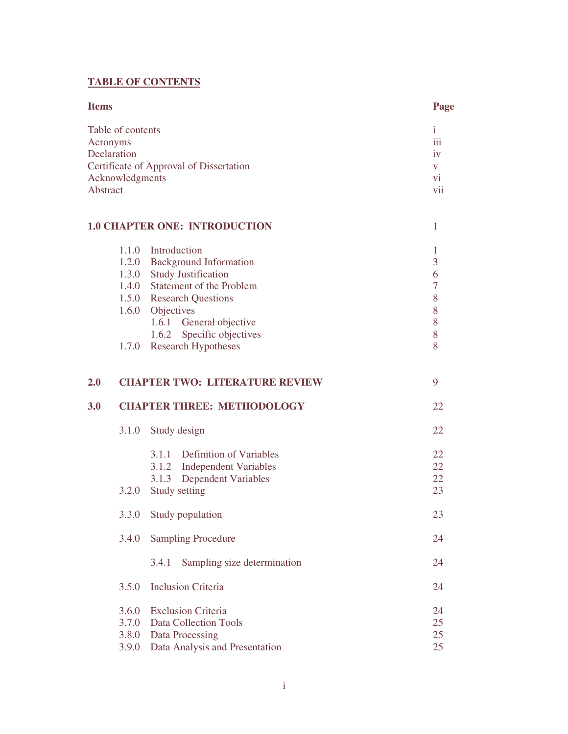## TABLE OF CONTENTS

| Items | | | Page |
|---|---|---|---|
| Table of contents | | | i |
| Acronyms | | | iii |
| Declaration | | | iv |
| Certificate of Approval of Dissertation | | | v |
| Acknowledgments | | | vi |
| Abstract | | | vii |
| **1.0 CHAPTER ONE: INTRODUCTION** | | | 1 |
| | 1.1.0 | Introduction | 1 |
| | 1.2.0 | Background Information | 3 |
| | 1.3.0 | Study Justification | 6 |
| | 1.4.0 | Statement of the Problem | 7 |
| | 1.5.0 | Research Questions | 8 |
| | 1.6.0 | Objectives | 8 |
| | | 1.6.1 General objective | 8 |
| | | 1.6.2 Specific objectives | 8 |
| | 1.7.0 | Research Hypotheses | 8 |
| **2.0** | **CHAPTER TWO: LITERATURE REVIEW** | | 9 |
| **3.0** | **CHAPTER THREE: METHODOLOGY** | | 22 |
| | 3.1.0 | Study design | 22 |
| | | 3.1.1 Definition of Variables | 22 |
| | | 3.1.2 Independent Variables | 22 |
| | | 3.1.3 Dependent Variables | 22 |
| | 3.2.0 | Study setting | 23 |
| | 3.3.0 | Study population | 23 |
| | 3.4.0 | Sampling Procedure | 24 |
| | | 3.4.1 Sampling size determination | 24 |
| | 3.5.0 | Inclusion Criteria | 24 |
| | 3.6.0 | Exclusion Criteria | 24 |
| | 3.7.0 | Data Collection Tools | 25 |
| | 3.8.0 | Data Processing | 25 |
| | 3.9.0 | Data Analysis and Presentation | 25 |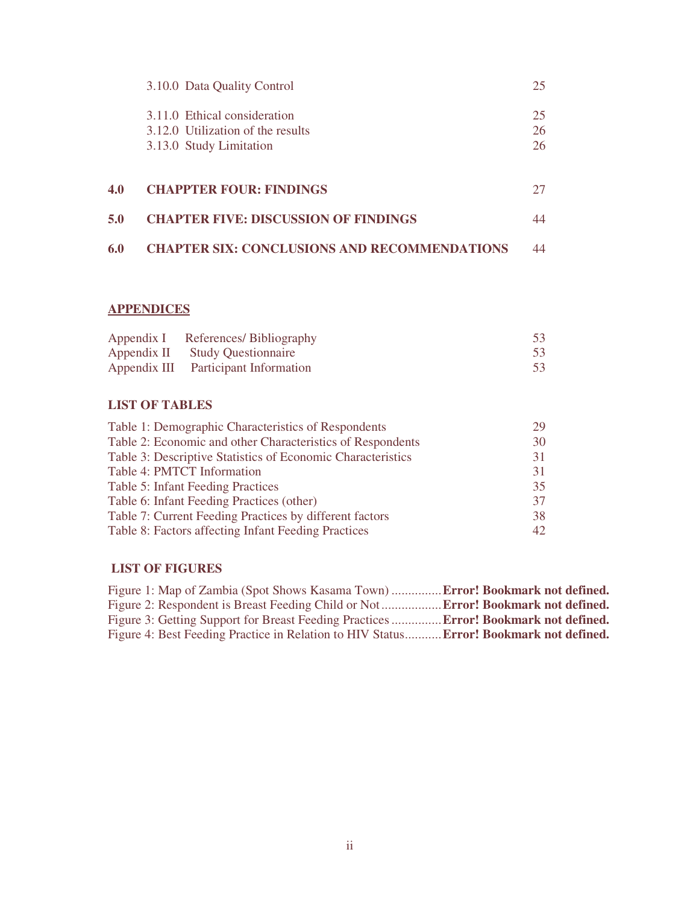3.10.0 Data Quality Control 25

3.11.0 Ethical consideration 25
3.12.0 Utilization of the results 26
3.13.0 Study Limitation 26

**4.0 CHAPPTER FOUR: FINDINGS** 27

**5.0 CHAPTER FIVE: DISCUSSION OF FINDINGS** 44

**6.0 CHAPTER SIX: CONCLUSIONS AND RECOMMENDATIONS** 44

## APPENDICES

Appendix I References/ Bibliography 53
Appendix II Study Questionnaire 53
Appendix III Participant Information 53

## LIST OF TABLES

Table 1: Demographic Characteristics of Respondents 29
Table 2: Economic and other Characteristics of Respondents 30
Table 3: Descriptive Statistics of Economic Characteristics 31
Table 4: PMTCT Information 31
Table 5: Infant Feeding Practices 35
Table 6: Infant Feeding Practices (other) 37
Table 7: Current Feeding Practices by different factors 38
Table 8: Factors affecting Infant Feeding Practices 42

## LIST OF FIGURES

Figure 1: Map of Zambia (Spot Shows Kasama Town) ............... **Error! Bookmark not defined.**
Figure 2: Respondent is Breast Feeding Child or Not .................. **Error! Bookmark not defined.**
Figure 3: Getting Support for Breast Feeding Practices ............... **Error! Bookmark not defined.**
Figure 4: Best Feeding Practice in Relation to HIV Status........... **Error! Bookmark not defined.**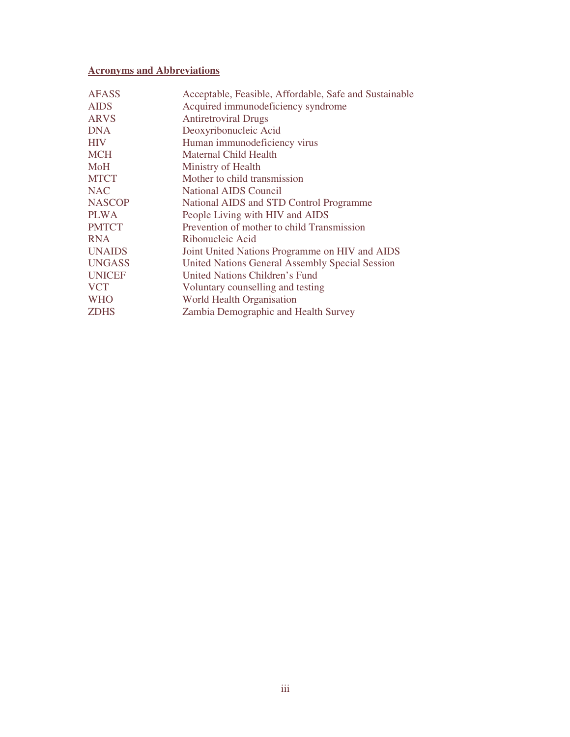## Acronyms and Abbreviations

| | |
|---|---|
| AFASS | Acceptable, Feasible, Affordable, Safe and Sustainable |
| AIDS | Acquired immunodeficiency syndrome |
| ARVS | Antiretroviral Drugs |
| DNA | Deoxyribonucleic Acid |
| HIV | Human immunodeficiency virus |
| MCH | Maternal Child Health |
| MoH | Ministry of Health |
| MTCT | Mother to child transmission |
| NAC | National AIDS Council |
| NASCOP | National AIDS and STD Control Programme |
| PLWA | People Living with HIV and AIDS |
| PMTCT | Prevention of mother to child Transmission |
| RNA | Ribonucleic Acid |
| UNAIDS | Joint United Nations Programme on HIV and AIDS |
| UNGASS | United Nations General Assembly Special Session |
| UNICEF | United Nations Children's Fund |
| VCT | Voluntary counselling and testing |
| WHO | World Health Organisation |
| ZDHS | Zambia Demographic and Health Survey |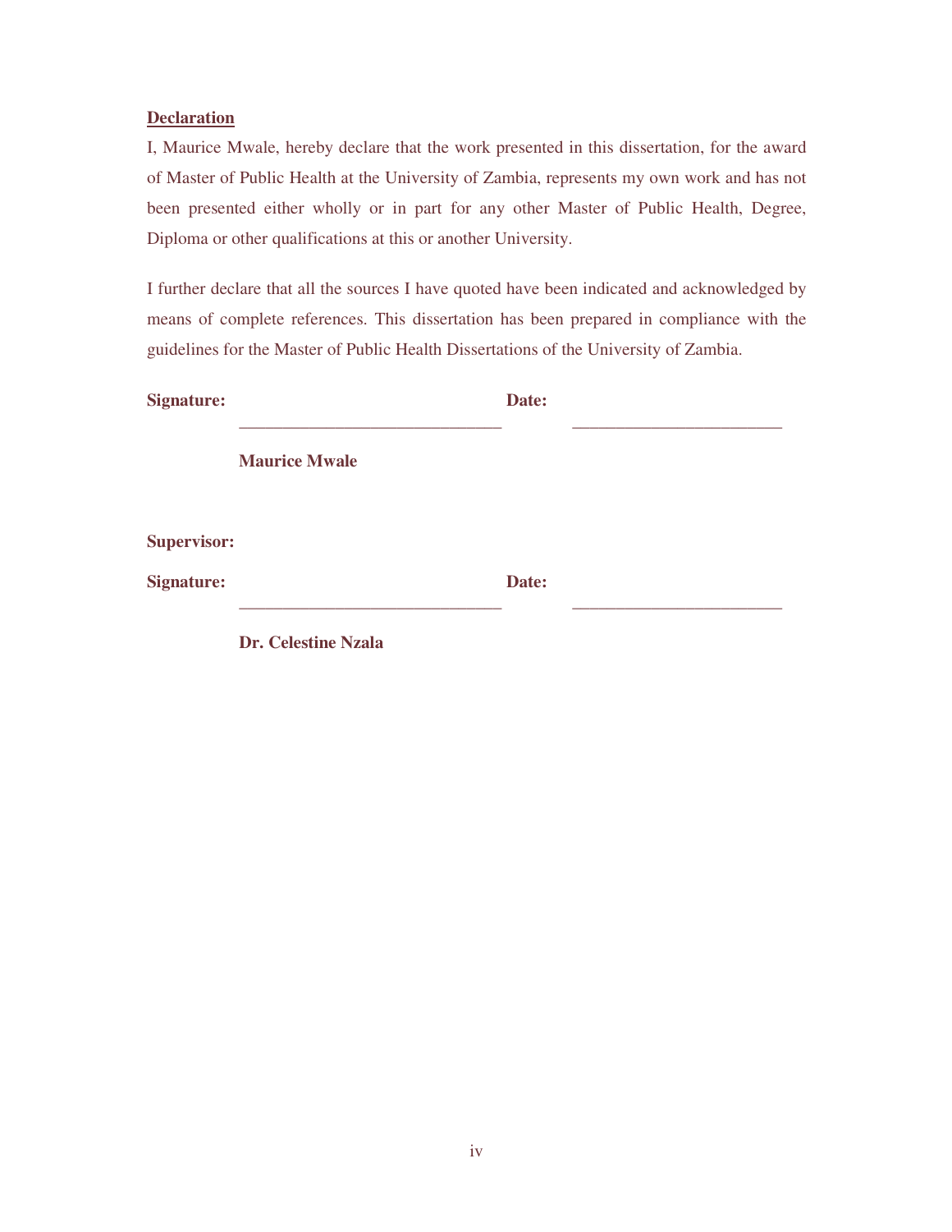**Declaration**

I, Maurice Mwale, hereby declare that the work presented in this dissertation, for the award of Master of Public Health at the University of Zambia, represents my own work and has not been presented either wholly or in part for any other Master of Public Health, Degree, Diploma or other qualifications at this or another University.

I further declare that all the sources I have quoted have been indicated and acknowledged by means of complete references. This dissertation has been prepared in compliance with the guidelines for the Master of Public Health Dissertations of the University of Zambia.

**Signature:** ______________________________ **Date:** ________________________

**Maurice Mwale**

**Supervisor:**

**Signature:** ______________________________ **Date:** ________________________

**Dr. Celestine Nzala**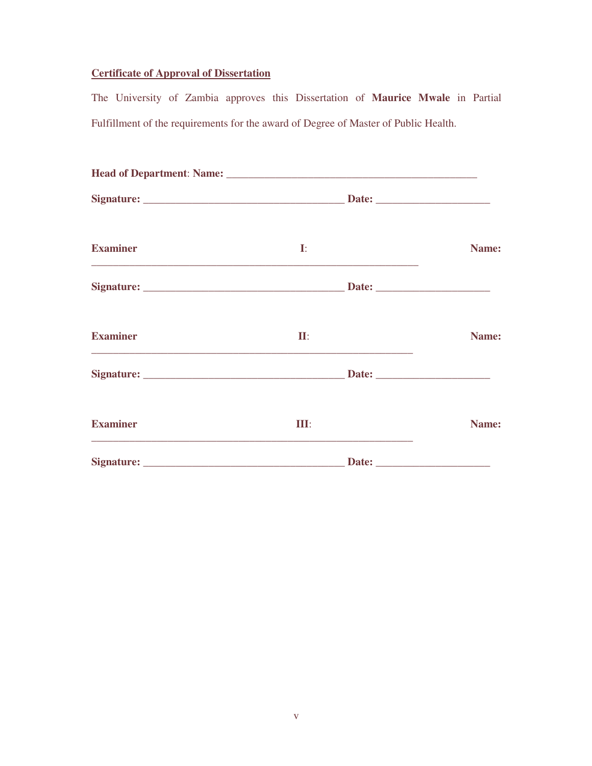**Certificate of Approval of Dissertation**

The University of Zambia approves this Dissertation of **Maurice Mwale** in Partial Fulfillment of the requirements for the award of Degree of Master of Public Health.

**Head of Department**: **Name:** _______________________________________________

**Signature:** _____________________________________ **Date:** _____________________

**Examiner I**: **Name:** _____________________________________________________________

**Signature:** _____________________________________ **Date:** _____________________

**Examiner II**: **Name:** ____________________________________________________________

**Signature:** _____________________________________ **Date:** _____________________

**Examiner III**: **Name:** ____________________________________________________________

**Signature:** _____________________________________ **Date:** _____________________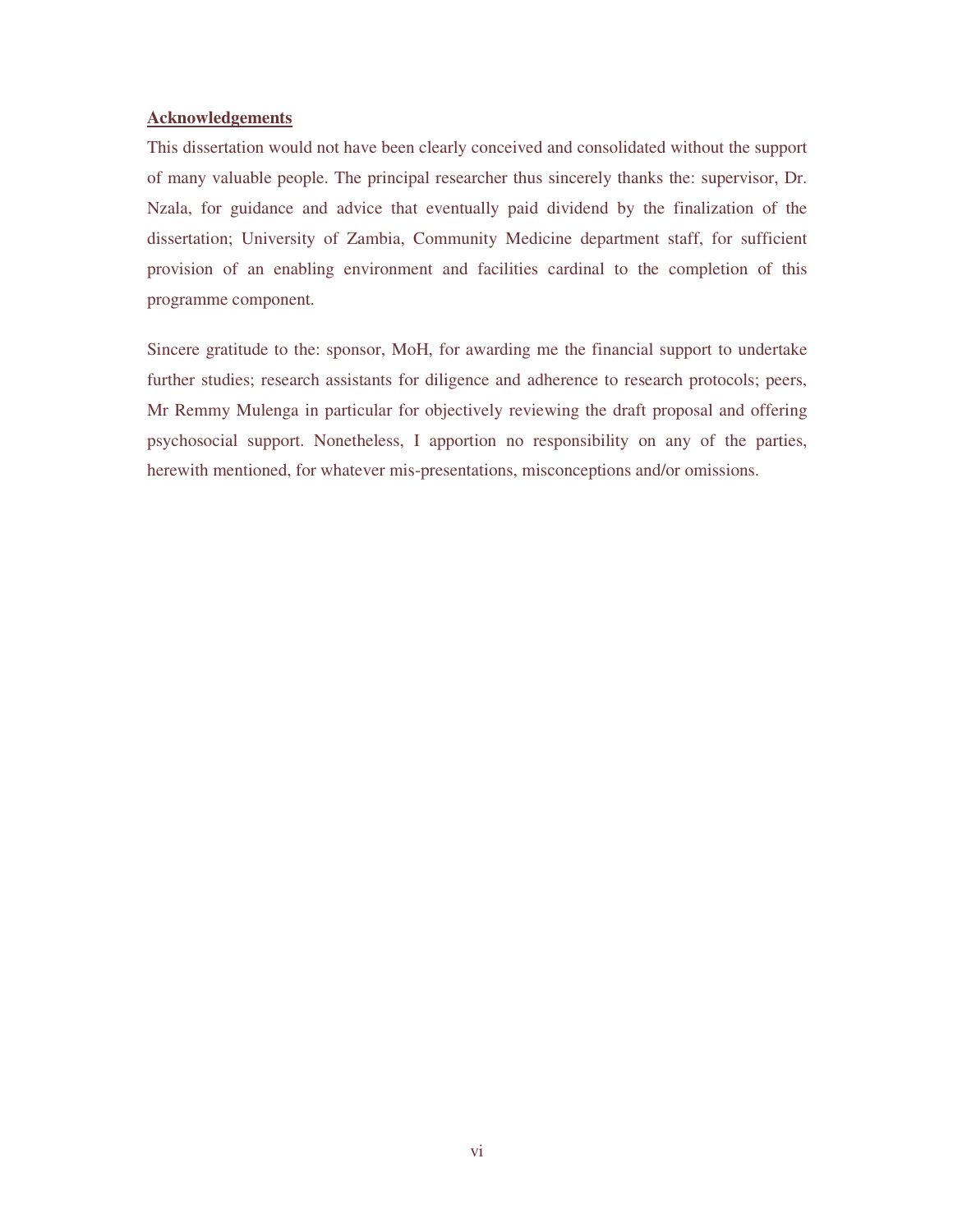## Acknowledgements

This dissertation would not have been clearly conceived and consolidated without the support of many valuable people. The principal researcher thus sincerely thanks the: supervisor, Dr. Nzala, for guidance and advice that eventually paid dividend by the finalization of the dissertation; University of Zambia, Community Medicine department staff, for sufficient provision of an enabling environment and facilities cardinal to the completion of this programme component.

Sincere gratitude to the: sponsor, MoH, for awarding me the financial support to undertake further studies; research assistants for diligence and adherence to research protocols; peers, Mr Remmy Mulenga in particular for objectively reviewing the draft proposal and offering psychosocial support. Nonetheless, I apportion no responsibility on any of the parties, herewith mentioned, for whatever mis-presentations, misconceptions and/or omissions.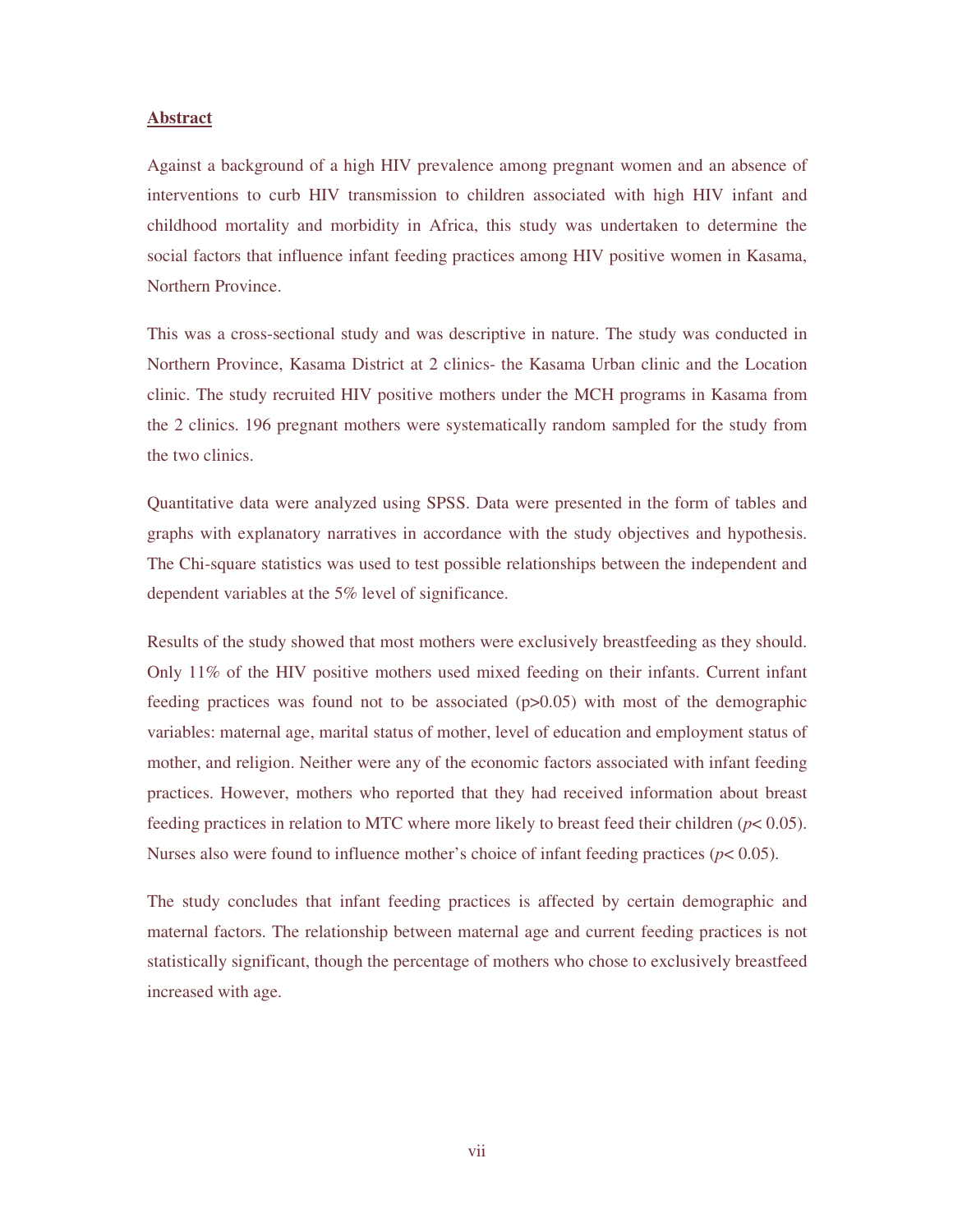## Abstract

Against a background of a high HIV prevalence among pregnant women and an absence of interventions to curb HIV transmission to children associated with high HIV infant and childhood mortality and morbidity in Africa, this study was undertaken to determine the social factors that influence infant feeding practices among HIV positive women in Kasama, Northern Province.

This was a cross-sectional study and was descriptive in nature. The study was conducted in Northern Province, Kasama District at 2 clinics- the Kasama Urban clinic and the Location clinic. The study recruited HIV positive mothers under the MCH programs in Kasama from the 2 clinics. 196 pregnant mothers were systematically random sampled for the study from the two clinics.

Quantitative data were analyzed using SPSS. Data were presented in the form of tables and graphs with explanatory narratives in accordance with the study objectives and hypothesis. The Chi-square statistics was used to test possible relationships between the independent and dependent variables at the 5% level of significance.

Results of the study showed that most mothers were exclusively breastfeeding as they should. Only 11% of the HIV positive mothers used mixed feeding on their infants. Current infant feeding practices was found not to be associated ($p>0.05$) with most of the demographic variables: maternal age, marital status of mother, level of education and employment status of mother, and religion. Neither were any of the economic factors associated with infant feeding practices. However, mothers who reported that they had received information about breast feeding practices in relation to MTC where more likely to breast feed their children ($p< 0.05$). Nurses also were found to influence mother's choice of infant feeding practices ($p< 0.05$).

The study concludes that infant feeding practices is affected by certain demographic and maternal factors. The relationship between maternal age and current feeding practices is not statistically significant, though the percentage of mothers who chose to exclusively breastfeed increased with age.